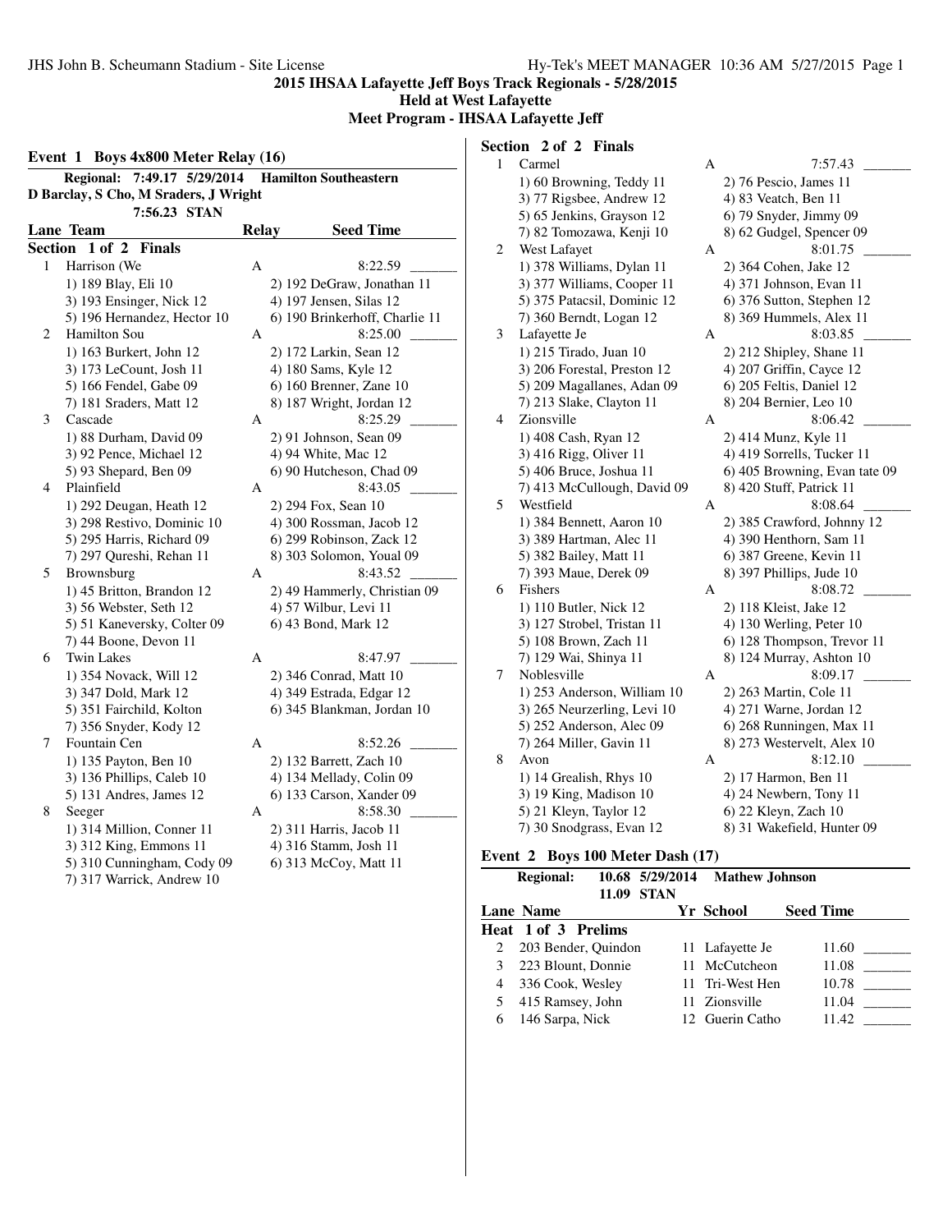**2015 IHSAA Lafayette Jeff Boys Track Regionals - 5/28/2015**
**Held at West Lafayette**
**Meet Program - IHSAA Lafayette Jeff**

## Event 1 Boys 4x800 Meter Relay (16)

**Regional: 7:49.17 5/29/2014 Hamilton Southeastern**
**D Barclay, S Cho, M Sraders, J Wright**
**7:56.23 STAN**

| Lane | Team | Relay | Seed Time |
|---|---|---|---|

### Section 1 of 2 Finals

| Lane | Team | Relay | Seed Time | |
|---|---|---|---|---|
| 1 | Harrison (We | A | 8:22.59 | _______ |
| | 1) 189 Blay, Eli 10 | 2) 192 DeGraw, Jonathan 11 | | |
| | 3) 193 Ensinger, Nick 12 | 4) 197 Jensen, Silas 12 | | |
| | 5) 196 Hernandez, Hector 10 | 6) 190 Brinkerhoff, Charlie 11 | | |
| 2 | Hamilton Sou | A | 8:25.00 | _______ |
| | 1) 163 Burkert, John 12 | 2) 172 Larkin, Sean 12 | | |
| | 3) 173 LeCount, Josh 11 | 4) 180 Sams, Kyle 12 | | |
| | 5) 166 Fendel, Gabe 09 | 6) 160 Brenner, Zane 10 | | |
| | 7) 181 Sraders, Matt 12 | 8) 187 Wright, Jordan 12 | | |
| 3 | Cascade | A | 8:25.29 | _______ |
| | 1) 88 Durham, David 09 | 2) 91 Johnson, Sean 09 | | |
| | 3) 92 Pence, Michael 12 | 4) 94 White, Mac 12 | | |
| | 5) 93 Shepard, Ben 09 | 6) 90 Hutcheson, Chad 09 | | |
| 4 | Plainfield | A | 8:43.05 | _______ |
| | 1) 292 Deugan, Heath 12 | 2) 294 Fox, Sean 10 | | |
| | 3) 298 Restivo, Dominic 10 | 4) 300 Rossman, Jacob 12 | | |
| | 5) 295 Harris, Richard 09 | 6) 299 Robinson, Zack 12 | | |
| | 7) 297 Qureshi, Rehan 11 | 8) 303 Solomon, Youal 09 | | |
| 5 | Brownsburg | A | 8:43.52 | _______ |
| | 1) 45 Britton, Brandon 12 | 2) 49 Hammerly, Christian 09 | | |
| | 3) 56 Webster, Seth 12 | 4) 57 Wilbur, Levi 11 | | |
| | 5) 51 Kaneversky, Colter 09 | 6) 43 Bond, Mark 12 | | |
| | 7) 44 Boone, Devon 11 | | | |
| 6 | Twin Lakes | A | 8:47.97 | _______ |
| | 1) 354 Novack, Will 12 | 2) 346 Conrad, Matt 10 | | |
| | 3) 347 Dold, Mark 12 | 4) 349 Estrada, Edgar 12 | | |
| | 5) 351 Fairchild, Kolton | 6) 345 Blankman, Jordan 10 | | |
| | 7) 356 Snyder, Kody 12 | | | |
| 7 | Fountain Cen | A | 8:52.26 | _______ |
| | 1) 135 Payton, Ben 10 | 2) 132 Barrett, Zach 10 | | |
| | 3) 136 Phillips, Caleb 10 | 4) 134 Mellady, Colin 09 | | |
| | 5) 131 Andres, James 12 | 6) 133 Carson, Xander 09 | | |
| 8 | Seeger | A | 8:58.30 | _______ |
| | 1) 314 Million, Conner 11 | 2) 311 Harris, Jacob 11 | | |
| | 3) 312 King, Emmons 11 | 4) 316 Stamm, Josh 11 | | |
| | 5) 310 Cunningham, Cody 09 | 6) 313 McCoy, Matt 11 | | |
| | 7) 317 Warrick, Andrew 10 | | | |

### Section 2 of 2 Finals

| Lane | Team | Relay | Seed Time | |
|---|---|---|---|---|
| 1 | Carmel | A | 7:57.43 | _______ |
| | 1) 60 Browning, Teddy 11 | 2) 76 Pescio, James 11 | | |
| | 3) 77 Rigsbee, Andrew 12 | 4) 83 Veatch, Ben 11 | | |
| | 5) 65 Jenkins, Grayson 12 | 6) 79 Snyder, Jimmy 09 | | |
| | 7) 82 Tomozawa, Kenji 10 | 8) 62 Gudgel, Spencer 09 | | |
| 2 | West Lafayet | A | 8:01.75 | _______ |
| | 1) 378 Williams, Dylan 11 | 2) 364 Cohen, Jake 12 | | |
| | 3) 377 Williams, Cooper 11 | 4) 371 Johnson, Evan 11 | | |
| | 5) 375 Patacsil, Dominic 12 | 6) 376 Sutton, Stephen 12 | | |
| | 7) 360 Berndt, Logan 12 | 8) 369 Hummels, Alex 11 | | |
| 3 | Lafayette Je | A | 8:03.85 | _______ |
| | 1) 215 Tirado, Juan 10 | 2) 212 Shipley, Shane 11 | | |
| | 3) 206 Forestal, Preston 12 | 4) 207 Griffin, Cayce 12 | | |
| | 5) 209 Magallanes, Adan 09 | 6) 205 Feltis, Daniel 12 | | |
| | 7) 213 Slake, Clayton 11 | 8) 204 Bernier, Leo 10 | | |
| 4 | Zionsville | A | 8:06.42 | _______ |
| | 1) 408 Cash, Ryan 12 | 2) 414 Munz, Kyle 11 | | |
| | 3) 416 Rigg, Oliver 11 | 4) 419 Sorrells, Tucker 11 | | |
| | 5) 406 Bruce, Joshua 11 | 6) 405 Browning, Evan tate 09 | | |
| | 7) 413 McCullough, David 09 | 8) 420 Stuff, Patrick 11 | | |
| 5 | Westfield | A | 8:08.64 | _______ |
| | 1) 384 Bennett, Aaron 10 | 2) 385 Crawford, Johnny 12 | | |
| | 3) 389 Hartman, Alec 11 | 4) 390 Henthorn, Sam 11 | | |
| | 5) 382 Bailey, Matt 11 | 6) 387 Greene, Kevin 11 | | |
| | 7) 393 Maue, Derek 09 | 8) 397 Phillips, Jude 10 | | |
| 6 | Fishers | A | 8:08.72 | _______ |
| | 1) 110 Butler, Nick 12 | 2) 118 Kleist, Jake 12 | | |
| | 3) 127 Strobel, Tristan 11 | 4) 130 Werling, Peter 10 | | |
| | 5) 108 Brown, Zach 11 | 6) 128 Thompson, Trevor 11 | | |
| | 7) 129 Wai, Shinya 11 | 8) 124 Murray, Ashton 10 | | |
| 7 | Noblesville | A | 8:09.17 | _______ |
| | 1) 253 Anderson, William 10 | 2) 263 Martin, Cole 11 | | |
| | 3) 265 Neurzerling, Levi 10 | 4) 271 Warne, Jordan 12 | | |
| | 5) 252 Anderson, Alec 09 | 6) 268 Runningen, Max 11 | | |
| | 7) 264 Miller, Gavin 11 | 8) 273 Westervelt, Alex 10 | | |
| 8 | Avon | A | 8:12.10 | _______ |
| | 1) 14 Grealish, Rhys 10 | 2) 17 Harmon, Ben 11 | | |
| | 3) 19 King, Madison 10 | 4) 24 Newbern, Tony 11 | | |
| | 5) 21 Kleyn, Taylor 12 | 6) 22 Kleyn, Zach 10 | | |
| | 7) 30 Snodgrass, Evan 12 | 8) 31 Wakefield, Hunter 09 | | |

## Event 2 Boys 100 Meter Dash (17)

**Regional: 10.68 5/29/2014 Mathew Johnson**
**11.09 STAN**

### Heat 1 of 3 Prelims

| Lane | Name | Yr | School | Seed Time | |
|---|---|---|---|---|---|
| 2 | 203 Bender, Quindon | 11 | Lafayette Je | 11.60 | _______ |
| 3 | 223 Blount, Donnie | 11 | McCutcheon | 11.08 | _______ |
| 4 | 336 Cook, Wesley | 11 | Tri-West Hen | 10.78 | _______ |
| 5 | 415 Ramsey, John | 11 | Zionsville | 11.04 | _______ |
| 6 | 146 Sarpa, Nick | 12 | Guerin Catho | 11.42 | _______ |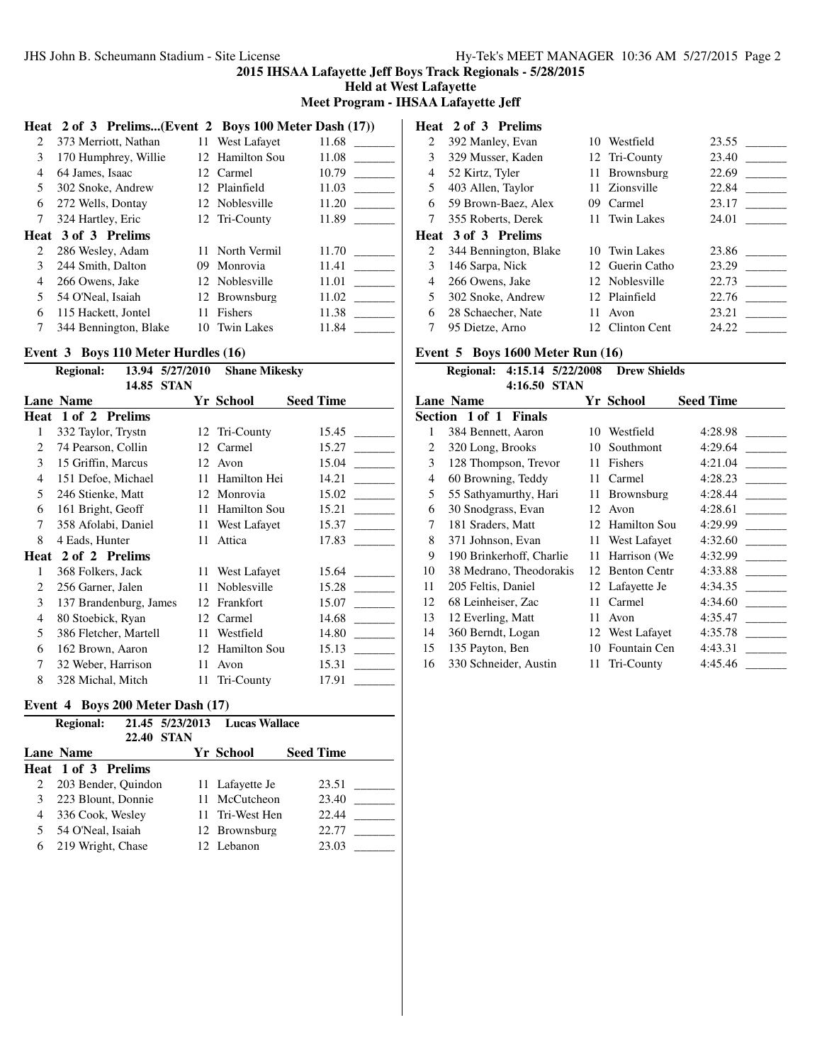## 2015 IHSAA Lafayette Jeff Boys Track Regionals - 5/28/2015

**Held at West Lafayette**

**Meet Program - IHSAA Lafayette Jeff**

### Heat 2 of 3 Prelims...(Event 2 Boys 100 Meter Dash (17))

| Lane | Name | Yr | School | Seed Time | |
|---|---|---|---|---|---|
| 2 | 373 Merriott, Nathan | 11 | West Lafayet | 11.68 | _______ |
| 3 | 170 Humphrey, Willie | 12 | Hamilton Sou | 11.08 | _______ |
| 4 | 64 James, Isaac | 12 | Carmel | 10.79 | _______ |
| 5 | 302 Snoke, Andrew | 12 | Plainfield | 11.03 | _______ |
| 6 | 272 Wells, Dontay | 12 | Noblesville | 11.20 | _______ |
| 7 | 324 Hartley, Eric | 12 | Tri-County | 11.89 | _______ |
| **Heat 3 of 3 Prelims** | | | | | |
| 2 | 286 Wesley, Adam | 11 | North Vermil | 11.70 | _______ |
| 3 | 244 Smith, Dalton | 09 | Monrovia | 11.41 | _______ |
| 4 | 266 Owens, Jake | 12 | Noblesville | 11.01 | _______ |
| 5 | 54 O'Neal, Isaiah | 12 | Brownsburg | 11.02 | _______ |
| 6 | 115 Hackett, Jontel | 11 | Fishers | 11.38 | _______ |
| 7 | 344 Bennington, Blake | 10 | Twin Lakes | 11.84 | _______ |

### Event 3 Boys 110 Meter Hurdles (16)

**Regional:** 13.94 5/27/2010 **Shane Mikesky**
14.85 STAN

| Lane | Name | Yr | School | Seed Time | |
|---|---|---|---|---|---|
| **Heat 1 of 2 Prelims** | | | | | |
| 1 | 332 Taylor, Trystn | 12 | Tri-County | 15.45 | _______ |
| 2 | 74 Pearson, Collin | 12 | Carmel | 15.27 | _______ |
| 3 | 15 Griffin, Marcus | 12 | Avon | 15.04 | _______ |
| 4 | 151 Defoe, Michael | 11 | Hamilton Hei | 14.21 | _______ |
| 5 | 246 Stienke, Matt | 12 | Monrovia | 15.02 | _______ |
| 6 | 161 Bright, Geoff | 11 | Hamilton Sou | 15.21 | _______ |
| 7 | 358 Afolabi, Daniel | 11 | West Lafayet | 15.37 | _______ |
| 8 | 4 Eads, Hunter | 11 | Attica | 17.83 | _______ |
| **Heat 2 of 2 Prelims** | | | | | |
| 1 | 368 Folkers, Jack | 11 | West Lafayet | 15.64 | _______ |
| 2 | 256 Garner, Jalen | 11 | Noblesville | 15.28 | _______ |
| 3 | 137 Brandenburg, James | 12 | Frankfort | 15.07 | _______ |
| 4 | 80 Stoebick, Ryan | 12 | Carmel | 14.68 | _______ |
| 5 | 386 Fletcher, Martell | 11 | Westfield | 14.80 | _______ |
| 6 | 162 Brown, Aaron | 12 | Hamilton Sou | 15.13 | _______ |
| 7 | 32 Weber, Harrison | 11 | Avon | 15.31 | _______ |
| 8 | 328 Michal, Mitch | 11 | Tri-County | 17.91 | _______ |

### Event 4 Boys 200 Meter Dash (17)

**Regional:** 21.45 5/23/2013 **Lucas Wallace**
22.40 STAN

| Lane | Name | Yr | School | Seed Time | |
|---|---|---|---|---|---|
| **Heat 1 of 3 Prelims** | | | | | |
| 2 | 203 Bender, Quindon | 11 | Lafayette Je | 23.51 | _______ |
| 3 | 223 Blount, Donnie | 11 | McCutcheon | 23.40 | _______ |
| 4 | 336 Cook, Wesley | 11 | Tri-West Hen | 22.44 | _______ |
| 5 | 54 O'Neal, Isaiah | 12 | Brownsburg | 22.77 | _______ |
| 6 | 219 Wright, Chase | 12 | Lebanon | 23.03 | _______ |
| **Heat 2 of 3 Prelims** | | | | | |
| 2 | 392 Manley, Evan | 10 | Westfield | 23.55 | _______ |
| 3 | 329 Musser, Kaden | 12 | Tri-County | 23.40 | _______ |
| 4 | 52 Kirtz, Tyler | 11 | Brownsburg | 22.69 | _______ |
| 5 | 403 Allen, Taylor | 11 | Zionsville | 22.84 | _______ |
| 6 | 59 Brown-Baez, Alex | 09 | Carmel | 23.17 | _______ |
| 7 | 355 Roberts, Derek | 11 | Twin Lakes | 24.01 | _______ |
| **Heat 3 of 3 Prelims** | | | | | |
| 2 | 344 Bennington, Blake | 10 | Twin Lakes | 23.86 | _______ |
| 3 | 146 Sarpa, Nick | 12 | Guerin Catho | 23.29 | _______ |
| 4 | 266 Owens, Jake | 12 | Noblesville | 22.73 | _______ |
| 5 | 302 Snoke, Andrew | 12 | Plainfield | 22.76 | _______ |
| 6 | 28 Schaecher, Nate | 11 | Avon | 23.21 | _______ |
| 7 | 95 Dietze, Arno | 12 | Clinton Cent | 24.22 | _______ |

### Event 5 Boys 1600 Meter Run (16)

**Regional:** 4:15.14 5/22/2008 **Drew Shields**
4:16.50 STAN

| Lane | Name | Yr | School | Seed Time | |
|---|---|---|---|---|---|
| **Section 1 of 1 Finals** | | | | | |
| 1 | 384 Bennett, Aaron | 10 | Westfield | 4:28.98 | _______ |
| 2 | 320 Long, Brooks | 10 | Southmont | 4:29.64 | _______ |
| 3 | 128 Thompson, Trevor | 11 | Fishers | 4:21.04 | _______ |
| 4 | 60 Browning, Teddy | 11 | Carmel | 4:28.23 | _______ |
| 5 | 55 Sathyamurthy, Hari | 11 | Brownsburg | 4:28.44 | _______ |
| 6 | 30 Snodgrass, Evan | 12 | Avon | 4:28.61 | _______ |
| 7 | 181 Sraders, Matt | 12 | Hamilton Sou | 4:29.99 | _______ |
| 8 | 371 Johnson, Evan | 11 | West Lafayet | 4:32.60 | _______ |
| 9 | 190 Brinkerhoff, Charlie | 11 | Harrison (We | 4:32.99 | _______ |
| 10 | 38 Medrano, Theodorakis | 12 | Benton Centr | 4:33.88 | _______ |
| 11 | 205 Feltis, Daniel | 12 | Lafayette Je | 4:34.35 | _______ |
| 12 | 68 Leinheiser, Zac | 11 | Carmel | 4:34.60 | _______ |
| 13 | 12 Everling, Matt | 11 | Avon | 4:35.47 | _______ |
| 14 | 360 Berndt, Logan | 12 | West Lafayet | 4:35.78 | _______ |
| 15 | 135 Payton, Ben | 10 | Fountain Cen | 4:43.31 | _______ |
| 16 | 330 Schneider, Austin | 11 | Tri-County | 4:45.46 | _______ |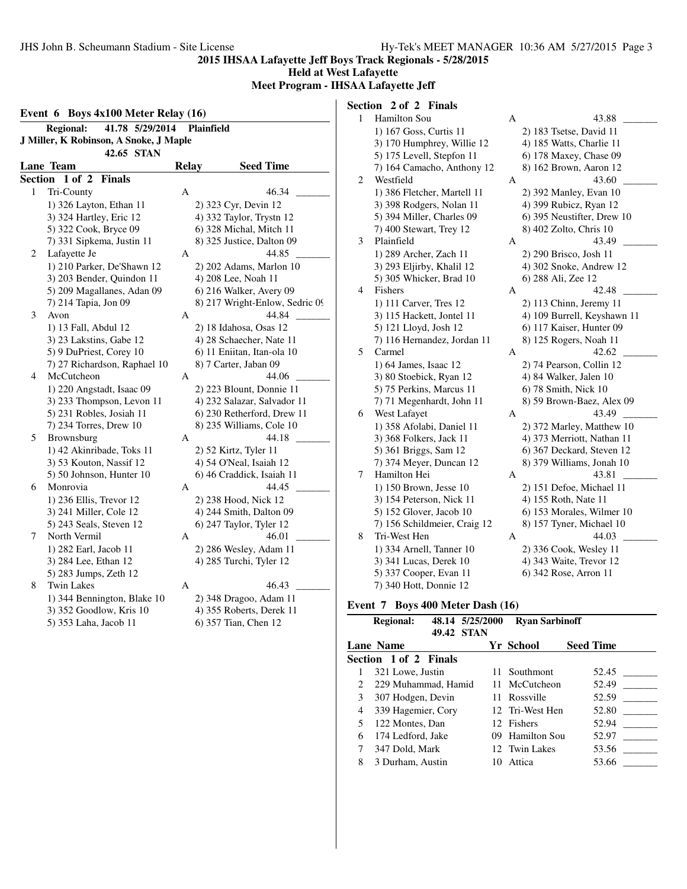## 2015 IHSAA Lafayette Jeff Boys Track Regionals - 5/28/2015

**Held at West Lafayette**

**Meet Program - IHSAA Lafayette Jeff**

### Event 6 Boys 4x100 Meter Relay (16)

**Regional:** 41.78 5/29/2014 Plainfield
J Miller, K Robinson, A Snoke, J Maple
42.65 STAN

#### Section 1 of 2 Finals

| Lane | Team | Relay | Seed Time |
|---|---|---|---|
| 1 | Tri-County | A | 46.34 _______ |
| | 1) 326 Layton, Ethan 11 | 2) 323 Cyr, Devin 12 | |
| | 3) 324 Hartley, Eric 12 | 4) 332 Taylor, Trystn 12 | |
| | 5) 322 Cook, Bryce 09 | 6) 328 Michal, Mitch 11 | |
| | 7) 331 Sipkema, Justin 11 | 8) 325 Justice, Dalton 09 | |
| 2 | Lafayette Je | A | 44.85 _______ |
| | 1) 210 Parker, De'Shawn 12 | 2) 202 Adams, Marlon 10 | |
| | 3) 203 Bender, Quindon 11 | 4) 208 Lee, Noah 11 | |
| | 5) 209 Magallanes, Adan 09 | 6) 216 Walker, Avery 09 | |
| | 7) 214 Tapia, Jon 09 | 8) 217 Wright-Enlow, Sedric 09 | |
| 3 | Avon | A | 44.84 _______ |
| | 1) 13 Fall, Abdul 12 | 2) 18 Idahosa, Osas 12 | |
| | 3) 23 Lakstins, Gabe 12 | 4) 28 Schaecher, Nate 11 | |
| | 5) 9 DuPriest, Corey 10 | 6) 11 Eniitan, Itan-ola 10 | |
| | 7) 27 Richardson, Raphael 10 | 8) 7 Carter, Jaban 09 | |
| 4 | McCutcheon | A | 44.06 _______ |
| | 1) 220 Angstadt, Isaac 09 | 2) 223 Blount, Donnie 11 | |
| | 3) 233 Thompson, Levon 11 | 4) 232 Salazar, Salvador 11 | |
| | 5) 231 Robles, Josiah 11 | 6) 230 Retherford, Drew 11 | |
| | 7) 234 Torres, Drew 10 | 8) 235 Williams, Cole 10 | |
| 5 | Brownsburg | A | 44.18 _______ |
| | 1) 42 Akinribade, Toks 11 | 2) 52 Kirtz, Tyler 11 | |
| | 3) 53 Kouton, Nassif 12 | 4) 54 O'Neal, Isaiah 12 | |
| | 5) 50 Johnson, Hunter 10 | 6) 46 Craddick, Isaiah 11 | |
| 6 | Monrovia | A | 44.45 _______ |
| | 1) 236 Ellis, Trevor 12 | 2) 238 Hood, Nick 12 | |
| | 3) 241 Miller, Cole 12 | 4) 244 Smith, Dalton 09 | |
| | 5) 243 Seals, Steven 12 | 6) 247 Taylor, Tyler 12 | |
| 7 | North Vermil | A | 46.01 _______ |
| | 1) 282 Earl, Jacob 11 | 2) 286 Wesley, Adam 11 | |
| | 3) 284 Lee, Ethan 12 | 4) 285 Turchi, Tyler 12 | |
| | 5) 283 Jumps, Zeth 12 | | |
| 8 | Twin Lakes | A | 46.43 _______ |
| | 1) 344 Bennington, Blake 10 | 2) 348 Dragoo, Adam 11 | |
| | 3) 352 Goodlow, Kris 10 | 4) 355 Roberts, Derek 11 | |
| | 5) 353 Laha, Jacob 11 | 6) 357 Tian, Chen 12 | |

#### Section 2 of 2 Finals

| Lane | Team | Relay | Seed Time |
|---|---|---|---|
| 1 | Hamilton Sou | A | 43.88 _______ |
| | 1) 167 Goss, Curtis 11 | 2) 183 Tsetse, David 11 | |
| | 3) 170 Humphrey, Willie 12 | 4) 185 Watts, Charlie 11 | |
| | 5) 175 Levell, Stepfon 11 | 6) 178 Maxey, Chase 09 | |
| | 7) 164 Camacho, Anthony 12 | 8) 162 Brown, Aaron 12 | |
| 2 | Westfield | A | 43.60 _______ |
| | 1) 386 Fletcher, Martell 11 | 2) 392 Manley, Evan 10 | |
| | 3) 398 Rodgers, Nolan 11 | 4) 399 Rubicz, Ryan 12 | |
| | 5) 394 Miller, Charles 09 | 6) 395 Neustifter, Drew 10 | |
| | 7) 400 Stewart, Trey 12 | 8) 402 Zolto, Chris 10 | |
| 3 | Plainfield | A | 43.49 _______ |
| | 1) 289 Archer, Zach 11 | 2) 290 Brisco, Josh 11 | |
| | 3) 293 Eljirby, Khalil 12 | 4) 302 Snoke, Andrew 12 | |
| | 5) 305 Whicker, Brad 10 | 6) 288 Ali, Zee 12 | |
| 4 | Fishers | A | 42.48 _______ |
| | 1) 111 Carver, Tres 12 | 2) 113 Chinn, Jeremy 11 | |
| | 3) 115 Hackett, Jontel 11 | 4) 109 Burrell, Keyshawn 11 | |
| | 5) 121 Lloyd, Josh 12 | 6) 117 Kaiser, Hunter 09 | |
| | 7) 116 Hernandez, Jordan 11 | 8) 125 Rogers, Noah 11 | |
| 5 | Carmel | A | 42.62 _______ |
| | 1) 64 James, Isaac 12 | 2) 74 Pearson, Collin 12 | |
| | 3) 80 Stoebick, Ryan 12 | 4) 84 Walker, Jalen 10 | |
| | 5) 75 Perkins, Marcus 11 | 6) 78 Smith, Nick 10 | |
| | 7) 71 Megenhardt, John 11 | 8) 59 Brown-Baez, Alex 09 | |
| 6 | West Lafayet | A | 43.49 _______ |
| | 1) 358 Afolabi, Daniel 11 | 2) 372 Marley, Matthew 10 | |
| | 3) 368 Folkers, Jack 11 | 4) 373 Merriott, Nathan 11 | |
| | 5) 361 Briggs, Sam 12 | 6) 367 Deckard, Steven 12 | |
| | 7) 374 Meyer, Duncan 12 | 8) 379 Williams, Jonah 10 | |
| 7 | Hamilton Hei | A | 43.81 _______ |
| | 1) 150 Brown, Jesse 10 | 2) 151 Defoe, Michael 11 | |
| | 3) 154 Peterson, Nick 11 | 4) 155 Roth, Nate 11 | |
| | 5) 152 Glover, Jacob 10 | 6) 153 Morales, Wilmer 10 | |
| | 7) 156 Schildmeier, Craig 12 | 8) 157 Tyner, Michael 10 | |
| 8 | Tri-West Hen | A | 44.03 _______ |
| | 1) 334 Arnell, Tanner 10 | 2) 336 Cook, Wesley 11 | |
| | 3) 341 Lucas, Derek 10 | 4) 343 Waite, Trevor 12 | |
| | 5) 337 Cooper, Evan 11 | 6) 342 Rose, Arron 11 | |
| | 7) 340 Hott, Donnie 12 | | |

### Event 7 Boys 400 Meter Dash (16)

**Regional:** 48.14 5/25/2000 Ryan Sarbinoff
49.42 STAN

#### Section 1 of 2 Finals

| Lane | Name | Yr | School | Seed Time |
|---|---|---|---|---|
| 1 | 321 Lowe, Justin | 11 | Southmont | 52.45 _______ |
| 2 | 229 Muhammad, Hamid | 11 | McCutcheon | 52.49 _______ |
| 3 | 307 Hodgen, Devin | 11 | Rossville | 52.59 _______ |
| 4 | 339 Hagemier, Cory | 12 | Tri-West Hen | 52.80 _______ |
| 5 | 122 Montes, Dan | 12 | Fishers | 52.94 _______ |
| 6 | 174 Ledford, Jake | 09 | Hamilton Sou | 52.97 _______ |
| 7 | 347 Dold, Mark | 12 | Twin Lakes | 53.56 _______ |
| 8 | 3 Durham, Austin | 10 | Attica | 53.66 _______ |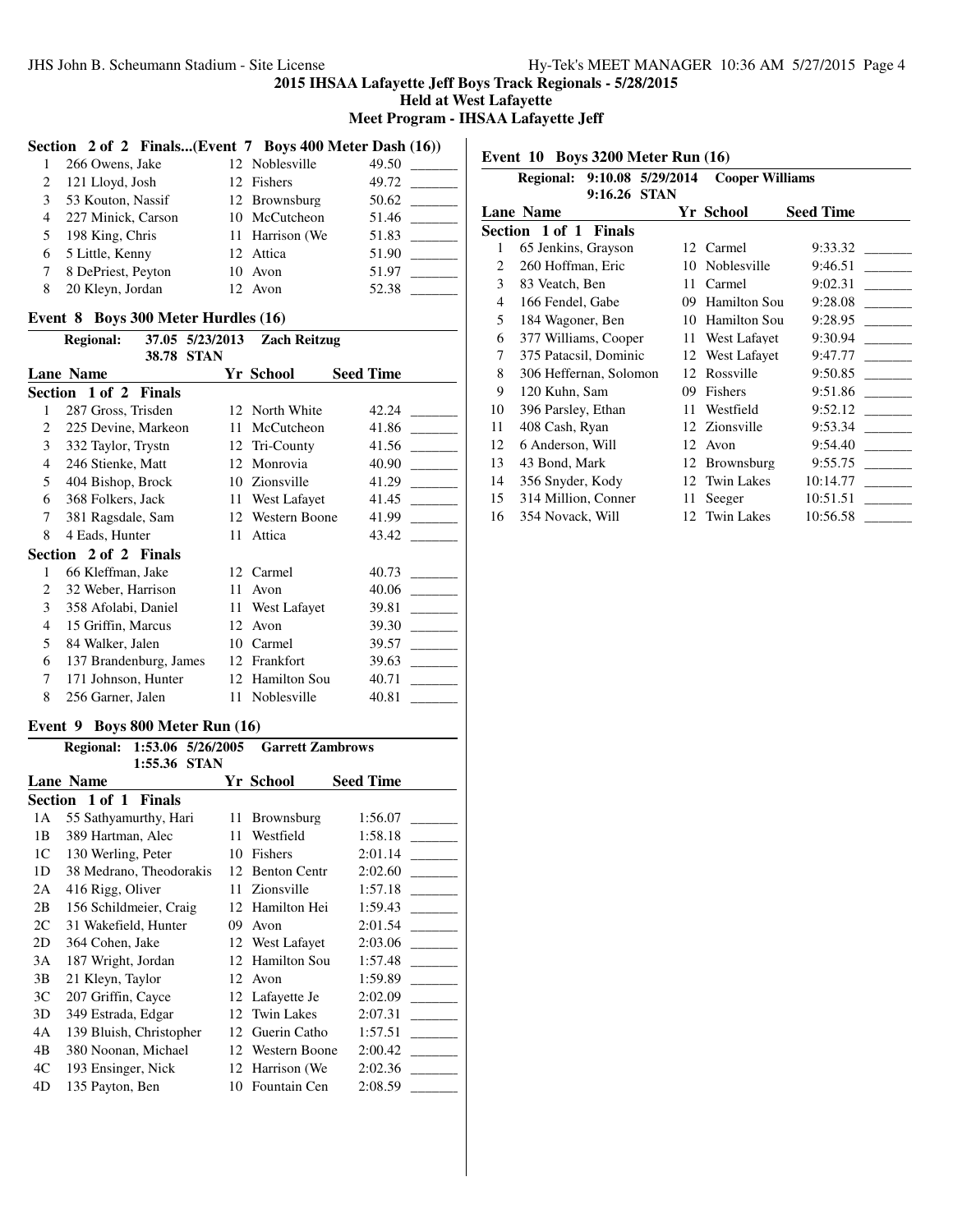# 2015 IHSAA Lafayette Jeff Boys Track Regionals - 5/28/2015

**Held at West Lafayette**

**Meet Program - IHSAA Lafayette Jeff**

### Section 2 of 2 Finals...(Event 7 Boys 400 Meter Dash (16))

| Lane | Name | Yr | School | Seed Time | |
|---|---|---|---|---|---|
| 1 | 266 Owens, Jake | 12 | Noblesville | 49.50 | _______ |
| 2 | 121 Lloyd, Josh | 12 | Fishers | 49.72 | _______ |
| 3 | 53 Kouton, Nassif | 12 | Brownsburg | 50.62 | _______ |
| 4 | 227 Minick, Carson | 10 | McCutcheon | 51.46 | _______ |
| 5 | 198 King, Chris | 11 | Harrison (We | 51.83 | _______ |
| 6 | 5 Little, Kenny | 12 | Attica | 51.90 | _______ |
| 7 | 8 DePriest, Peyton | 10 | Avon | 51.97 | _______ |
| 8 | 20 Kleyn, Jordan | 12 | Avon | 52.38 | _______ |

### Event 8 Boys 300 Meter Hurdles (16)

**Regional:** 37.05 5/23/2013 **Zach Reitzug**
38.78 STAN

| Lane | Name | Yr | School | Seed Time | |
|---|---|---|---|---|---|
| **Section 1 of 2 Finals** | | | | | |
| 1 | 287 Gross, Trisden | 12 | North White | 42.24 | _______ |
| 2 | 225 Devine, Markeon | 11 | McCutcheon | 41.86 | _______ |
| 3 | 332 Taylor, Trystn | 12 | Tri-County | 41.56 | _______ |
| 4 | 246 Stienke, Matt | 12 | Monrovia | 40.90 | _______ |
| 5 | 404 Bishop, Brock | 10 | Zionsville | 41.29 | _______ |
| 6 | 368 Folkers, Jack | 11 | West Lafayet | 41.45 | _______ |
| 7 | 381 Ragsdale, Sam | 12 | Western Boone | 41.99 | _______ |
| 8 | 4 Eads, Hunter | 11 | Attica | 43.42 | _______ |
| **Section 2 of 2 Finals** | | | | | |
| 1 | 66 Kleffman, Jake | 12 | Carmel | 40.73 | _______ |
| 2 | 32 Weber, Harrison | 11 | Avon | 40.06 | _______ |
| 3 | 358 Afolabi, Daniel | 11 | West Lafayet | 39.81 | _______ |
| 4 | 15 Griffin, Marcus | 12 | Avon | 39.30 | _______ |
| 5 | 84 Walker, Jalen | 10 | Carmel | 39.57 | _______ |
| 6 | 137 Brandenburg, James | 12 | Frankfort | 39.63 | _______ |
| 7 | 171 Johnson, Hunter | 12 | Hamilton Sou | 40.71 | _______ |
| 8 | 256 Garner, Jalen | 11 | Noblesville | 40.81 | _______ |

### Event 9 Boys 800 Meter Run (16)

**Regional:** 1:53.06 5/26/2005 **Garrett Zambrows**
1:55.36 STAN

| Lane | Name | Yr | School | Seed Time | |
|---|---|---|---|---|---|
| **Section 1 of 1 Finals** | | | | | |
| 1A | 55 Sathyamurthy, Hari | 11 | Brownsburg | 1:56.07 | _______ |
| 1B | 389 Hartman, Alec | 11 | Westfield | 1:58.18 | _______ |
| 1C | 130 Werling, Peter | 10 | Fishers | 2:01.14 | _______ |
| 1D | 38 Medrano, Theodorakis | 12 | Benton Centr | 2:02.60 | _______ |
| 2A | 416 Rigg, Oliver | 11 | Zionsville | 1:57.18 | _______ |
| 2B | 156 Schildmeier, Craig | 12 | Hamilton Hei | 1:59.43 | _______ |
| 2C | 31 Wakefield, Hunter | 09 | Avon | 2:01.54 | _______ |
| 2D | 364 Cohen, Jake | 12 | West Lafayet | 2:03.06 | _______ |
| 3A | 187 Wright, Jordan | 12 | Hamilton Sou | 1:57.48 | _______ |
| 3B | 21 Kleyn, Taylor | 12 | Avon | 1:59.89 | _______ |
| 3C | 207 Griffin, Cayce | 12 | Lafayette Je | 2:02.09 | _______ |
| 3D | 349 Estrada, Edgar | 12 | Twin Lakes | 2:07.31 | _______ |
| 4A | 139 Bluish, Christopher | 12 | Guerin Catho | 1:57.51 | _______ |
| 4B | 380 Noonan, Michael | 12 | Western Boone | 2:00.42 | _______ |
| 4C | 193 Ensinger, Nick | 12 | Harrison (We | 2:02.36 | _______ |
| 4D | 135 Payton, Ben | 10 | Fountain Cen | 2:08.59 | _______ |

### Event 10 Boys 3200 Meter Run (16)

**Regional:** 9:10.08 5/29/2014 **Cooper Williams**
9:16.26 STAN

| Lane | Name | Yr | School | Seed Time | |
|---|---|---|---|---|---|
| **Section 1 of 1 Finals** | | | | | |
| 1 | 65 Jenkins, Grayson | 12 | Carmel | 9:33.32 | _______ |
| 2 | 260 Hoffman, Eric | 10 | Noblesville | 9:46.51 | _______ |
| 3 | 83 Veatch, Ben | 11 | Carmel | 9:02.31 | _______ |
| 4 | 166 Fendel, Gabe | 09 | Hamilton Sou | 9:28.08 | _______ |
| 5 | 184 Wagoner, Ben | 10 | Hamilton Sou | 9:28.95 | _______ |
| 6 | 377 Williams, Cooper | 11 | West Lafayet | 9:30.94 | _______ |
| 7 | 375 Patacsil, Dominic | 12 | West Lafayet | 9:47.77 | _______ |
| 8 | 306 Heffernan, Solomon | 12 | Rossville | 9:50.85 | _______ |
| 9 | 120 Kuhn, Sam | 09 | Fishers | 9:51.86 | _______ |
| 10 | 396 Parsley, Ethan | 11 | Westfield | 9:52.12 | _______ |
| 11 | 408 Cash, Ryan | 12 | Zionsville | 9:53.34 | _______ |
| 12 | 6 Anderson, Will | 12 | Avon | 9:54.40 | _______ |
| 13 | 43 Bond, Mark | 12 | Brownsburg | 9:55.75 | _______ |
| 14 | 356 Snyder, Kody | 12 | Twin Lakes | 10:14.77 | _______ |
| 15 | 314 Million, Conner | 11 | Seeger | 10:51.51 | _______ |
| 16 | 354 Novack, Will | 12 | Twin Lakes | 10:56.58 | _______ |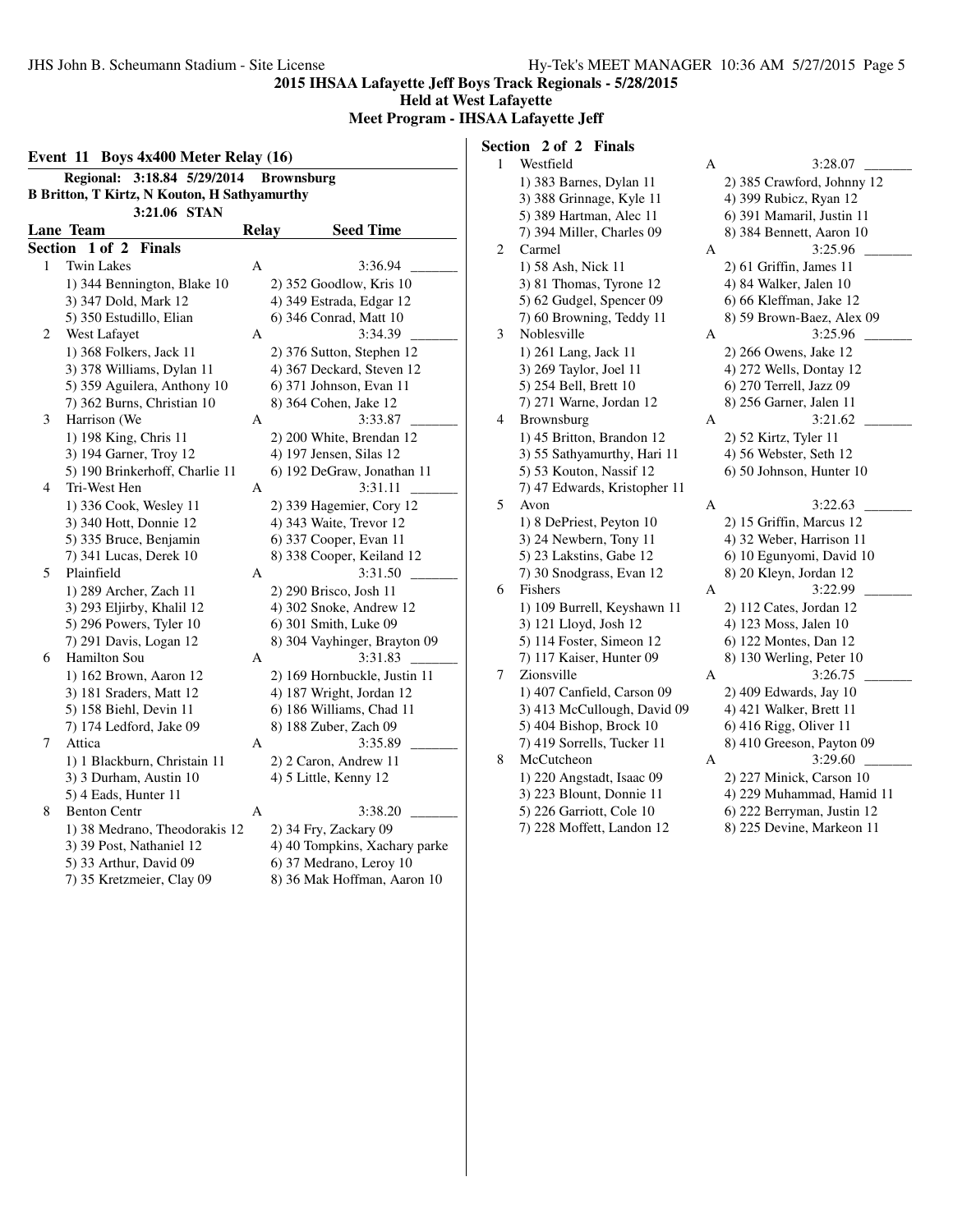# 2015 IHSAA Lafayette Jeff Boys Track Regionals - 5/28/2015

**Held at West Lafayette**

**Meet Program - IHSAA Lafayette Jeff**

## Event 11 Boys 4x400 Meter Relay (16)

**Regional: 3:18.84 5/29/2014 Brownsburg**
**B Britton, T Kirtz, N Kouton, H Sathyamurthy**
**3:21.06 STAN**

### Section 1 of 2 Finals

| Lane | Team | Relay | Seed Time |
|---|---|---|---|
| 1 | Twin Lakes | A | 3:36.94 _______ |
| | 1) 344 Bennington, Blake 10 | 2) 352 Goodlow, Kris 10 | |
| | 3) 347 Dold, Mark 12 | 4) 349 Estrada, Edgar 12 | |
| | 5) 350 Estudillo, Elian | 6) 346 Conrad, Matt 10 | |
| 2 | West Lafayet | A | 3:34.39 _______ |
| | 1) 368 Folkers, Jack 11 | 2) 376 Sutton, Stephen 12 | |
| | 3) 378 Williams, Dylan 11 | 4) 367 Deckard, Steven 12 | |
| | 5) 359 Aguilera, Anthony 10 | 6) 371 Johnson, Evan 11 | |
| | 7) 362 Burns, Christian 10 | 8) 364 Cohen, Jake 12 | |
| 3 | Harrison (We | A | 3:33.87 _______ |
| | 1) 198 King, Chris 11 | 2) 200 White, Brendan 12 | |
| | 3) 194 Garner, Troy 12 | 4) 197 Jensen, Silas 12 | |
| | 5) 190 Brinkerhoff, Charlie 11 | 6) 192 DeGraw, Jonathan 11 | |
| 4 | Tri-West Hen | A | 3:31.11 _______ |
| | 1) 336 Cook, Wesley 11 | 2) 339 Hagemier, Cory 12 | |
| | 3) 340 Hott, Donnie 12 | 4) 343 Waite, Trevor 12 | |
| | 5) 335 Bruce, Benjamin | 6) 337 Cooper, Evan 11 | |
| | 7) 341 Lucas, Derek 10 | 8) 338 Cooper, Keiland 12 | |
| 5 | Plainfield | A | 3:31.50 _______ |
| | 1) 289 Archer, Zach 11 | 2) 290 Brisco, Josh 11 | |
| | 3) 293 Eljirby, Khalil 12 | 4) 302 Snoke, Andrew 12 | |
| | 5) 296 Powers, Tyler 10 | 6) 301 Smith, Luke 09 | |
| | 7) 291 Davis, Logan 12 | 8) 304 Vayhinger, Brayton 09 | |
| 6 | Hamilton Sou | A | 3:31.83 _______ |
| | 1) 162 Brown, Aaron 12 | 2) 169 Hornbuckle, Justin 11 | |
| | 3) 181 Sraders, Matt 12 | 4) 187 Wright, Jordan 12 | |
| | 5) 158 Biehl, Devin 11 | 6) 186 Williams, Chad 11 | |
| | 7) 174 Ledford, Jake 09 | 8) 188 Zuber, Zach 09 | |
| 7 | Attica | A | 3:35.89 _______ |
| | 1) 1 Blackburn, Christain 11 | 2) 2 Caron, Andrew 11 | |
| | 3) 3 Durham, Austin 10 | 4) 5 Little, Kenny 12 | |
| | 5) 4 Eads, Hunter 11 | | |
| 8 | Benton Centr | A | 3:38.20 _______ |
| | 1) 38 Medrano, Theodorakis 12 | 2) 34 Fry, Zackary 09 | |
| | 3) 39 Post, Nathaniel 12 | 4) 40 Tompkins, Xachary parke | |
| | 5) 33 Arthur, David 09 | 6) 37 Medrano, Leroy 10 | |
| | 7) 35 Kretzmeier, Clay 09 | 8) 36 Mak Hoffman, Aaron 10 | |

### Section 2 of 2 Finals

| Lane | Team | Relay | Seed Time |
|---|---|---|---|
| 1 | Westfield | A | 3:28.07 _______ |
| | 1) 383 Barnes, Dylan 11 | 2) 385 Crawford, Johnny 12 | |
| | 3) 388 Grinnage, Kyle 11 | 4) 399 Rubicz, Ryan 12 | |
| | 5) 389 Hartman, Alec 11 | 6) 391 Mamaril, Justin 11 | |
| | 7) 394 Miller, Charles 09 | 8) 384 Bennett, Aaron 10 | |
| 2 | Carmel | A | 3:25.96 _______ |
| | 1) 58 Ash, Nick 11 | 2) 61 Griffin, James 11 | |
| | 3) 81 Thomas, Tyrone 12 | 4) 84 Walker, Jalen 10 | |
| | 5) 62 Gudgel, Spencer 09 | 6) 66 Kleffman, Jake 12 | |
| | 7) 60 Browning, Teddy 11 | 8) 59 Brown-Baez, Alex 09 | |
| 3 | Noblesville | A | 3:25.96 _______ |
| | 1) 261 Lang, Jack 11 | 2) 266 Owens, Jake 12 | |
| | 3) 269 Taylor, Joel 11 | 4) 272 Wells, Dontay 12 | |
| | 5) 254 Bell, Brett 10 | 6) 270 Terrell, Jazz 09 | |
| | 7) 271 Warne, Jordan 12 | 8) 256 Garner, Jalen 11 | |
| 4 | Brownsburg | A | 3:21.62 _______ |
| | 1) 45 Britton, Brandon 12 | 2) 52 Kirtz, Tyler 11 | |
| | 3) 55 Sathyamurthy, Hari 11 | 4) 56 Webster, Seth 12 | |
| | 5) 53 Kouton, Nassif 12 | 6) 50 Johnson, Hunter 10 | |
| | 7) 47 Edwards, Kristopher 11 | | |
| 5 | Avon | A | 3:22.63 _______ |
| | 1) 8 DePriest, Peyton 10 | 2) 15 Griffin, Marcus 12 | |
| | 3) 24 Newbern, Tony 11 | 4) 32 Weber, Harrison 11 | |
| | 5) 23 Lakstins, Gabe 12 | 6) 10 Egunyomi, David 10 | |
| | 7) 30 Snodgrass, Evan 12 | 8) 20 Kleyn, Jordan 12 | |
| 6 | Fishers | A | 3:22.99 _______ |
| | 1) 109 Burrell, Keyshawn 11 | 2) 112 Cates, Jordan 12 | |
| | 3) 121 Lloyd, Josh 12 | 4) 123 Moss, Jalen 10 | |
| | 5) 114 Foster, Simeon 12 | 6) 122 Montes, Dan 12 | |
| | 7) 117 Kaiser, Hunter 09 | 8) 130 Werling, Peter 10 | |
| 7 | Zionsville | A | 3:26.75 _______ |
| | 1) 407 Canfield, Carson 09 | 2) 409 Edwards, Jay 10 | |
| | 3) 413 McCullough, David 09 | 4) 421 Walker, Brett 11 | |
| | 5) 404 Bishop, Brock 10 | 6) 416 Rigg, Oliver 11 | |
| | 7) 419 Sorrells, Tucker 11 | 8) 410 Greeson, Payton 09 | |
| 8 | McCutcheon | A | 3:29.60 _______ |
| | 1) 220 Angstadt, Isaac 09 | 2) 227 Minick, Carson 10 | |
| | 3) 223 Blount, Donnie 11 | 4) 229 Muhammad, Hamid 11 | |
| | 5) 226 Garriott, Cole 10 | 6) 222 Berryman, Justin 12 | |
| | 7) 228 Moffett, Landon 12 | 8) 225 Devine, Markeon 11 | |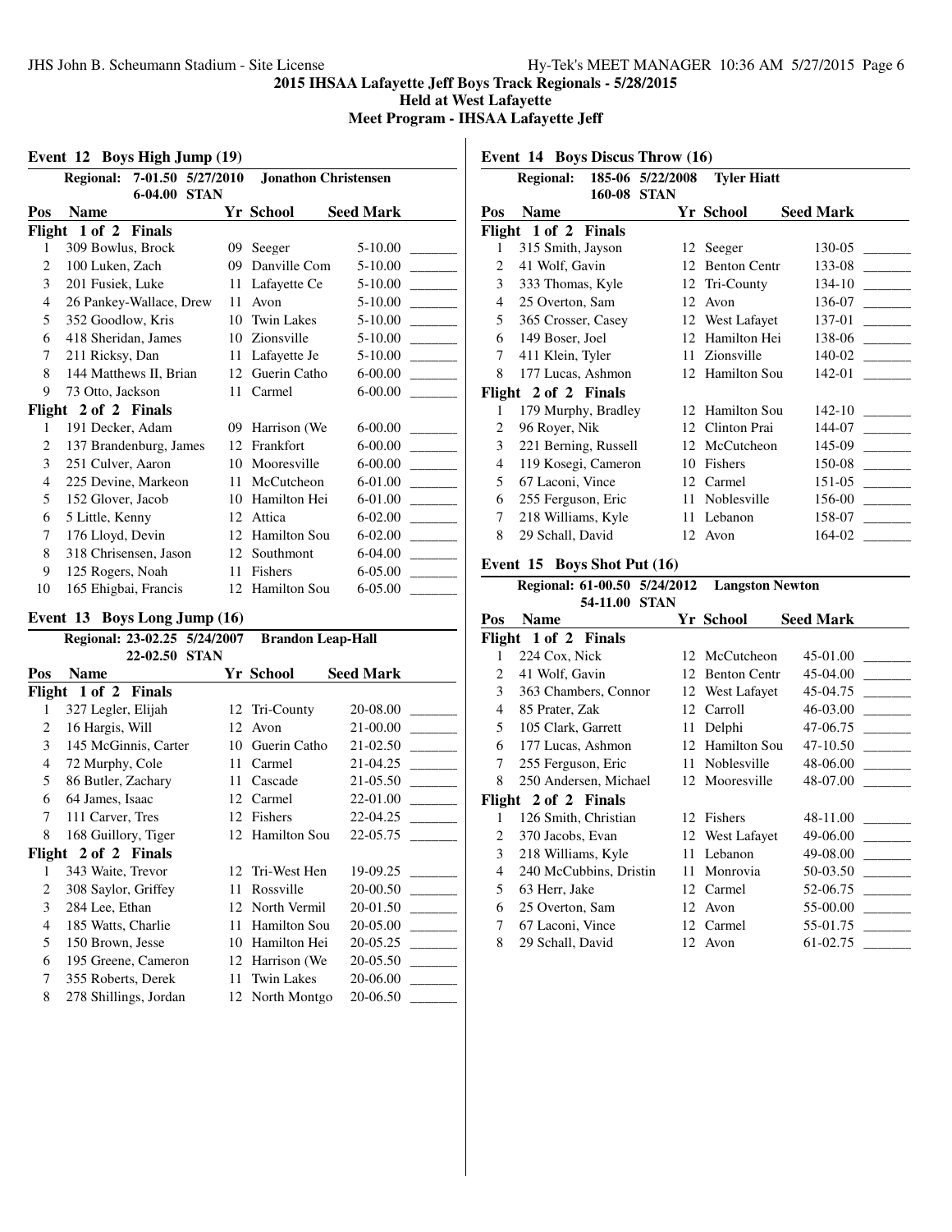**2015 IHSAA Lafayette Jeff Boys Track Regionals - 5/28/2015**
**Held at West Lafayette**
**Meet Program - IHSAA Lafayette Jeff**

## Event 12 Boys High Jump (19)

Regional: 7-01.50 5/27/2010 Jonathon Christensen
6-04.00 STAN

| Pos | Name | Yr | School | Seed Mark | |
|---|---|---|---|---|---|
| **Flight 1 of 2 Finals** | | | | | |
| 1 | 309 Bowlus, Brock | 09 | Seeger | 5-10.00 | _______ |
| 2 | 100 Luken, Zach | 09 | Danville Com | 5-10.00 | _______ |
| 3 | 201 Fusiek, Luke | 11 | Lafayette Ce | 5-10.00 | _______ |
| 4 | 26 Pankey-Wallace, Drew | 11 | Avon | 5-10.00 | _______ |
| 5 | 352 Goodlow, Kris | 10 | Twin Lakes | 5-10.00 | _______ |
| 6 | 418 Sheridan, James | 10 | Zionsville | 5-10.00 | _______ |
| 7 | 211 Ricksy, Dan | 11 | Lafayette Je | 5-10.00 | _______ |
| 8 | 144 Matthews II, Brian | 12 | Guerin Catho | 6-00.00 | _______ |
| 9 | 73 Otto, Jackson | 11 | Carmel | 6-00.00 | _______ |
| **Flight 2 of 2 Finals** | | | | | |
| 1 | 191 Decker, Adam | 09 | Harrison (We | 6-00.00 | _______ |
| 2 | 137 Brandenburg, James | 12 | Frankfort | 6-00.00 | _______ |
| 3 | 251 Culver, Aaron | 10 | Mooresville | 6-00.00 | _______ |
| 4 | 225 Devine, Markeon | 11 | McCutcheon | 6-01.00 | _______ |
| 5 | 152 Glover, Jacob | 10 | Hamilton Hei | 6-01.00 | _______ |
| 6 | 5 Little, Kenny | 12 | Attica | 6-02.00 | _______ |
| 7 | 176 Lloyd, Devin | 12 | Hamilton Sou | 6-02.00 | _______ |
| 8 | 318 Christensen, Jason | 12 | Southmont | 6-04.00 | _______ |
| 9 | 125 Rogers, Noah | 11 | Fishers | 6-05.00 | _______ |
| 10 | 165 Ehigbai, Francis | 12 | Hamilton Sou | 6-05.00 | _______ |

## Event 13 Boys Long Jump (16)

Regional: 23-02.25 5/24/2007 Brandon Leap-Hall
22-02.50 STAN

| Pos | Name | Yr | School | Seed Mark | |
|---|---|---|---|---|---|
| **Flight 1 of 2 Finals** | | | | | |
| 1 | 327 Legler, Elijah | 12 | Tri-County | 20-08.00 | _______ |
| 2 | 16 Hargis, Will | 12 | Avon | 21-00.00 | _______ |
| 3 | 145 McGinnis, Carter | 10 | Guerin Catho | 21-02.50 | _______ |
| 4 | 72 Murphy, Cole | 11 | Carmel | 21-04.25 | _______ |
| 5 | 86 Butler, Zachary | 11 | Cascade | 21-05.50 | _______ |
| 6 | 64 James, Isaac | 12 | Carmel | 22-01.00 | _______ |
| 7 | 111 Carver, Tres | 12 | Fishers | 22-04.25 | _______ |
| 8 | 168 Guillory, Tiger | 12 | Hamilton Sou | 22-05.75 | _______ |
| **Flight 2 of 2 Finals** | | | | | |
| 1 | 343 Waite, Trevor | 12 | Tri-West Hen | 19-09.25 | _______ |
| 2 | 308 Saylor, Griffey | 11 | Rossville | 20-00.50 | _______ |
| 3 | 284 Lee, Ethan | 12 | North Vermil | 20-01.50 | _______ |
| 4 | 185 Watts, Charlie | 11 | Hamilton Sou | 20-05.00 | _______ |
| 5 | 150 Brown, Jesse | 10 | Hamilton Hei | 20-05.25 | _______ |
| 6 | 195 Greene, Cameron | 12 | Harrison (We | 20-05.50 | _______ |
| 7 | 355 Roberts, Derek | 11 | Twin Lakes | 20-06.00 | _______ |
| 8 | 278 Shillings, Jordan | 12 | North Montgo | 20-06.50 | _______ |

## Event 14 Boys Discus Throw (16)

Regional: 185-06 5/22/2008 Tyler Hiatt
160-08 STAN

| Pos | Name | Yr | School | Seed Mark | |
|---|---|---|---|---|---|
| **Flight 1 of 2 Finals** | | | | | |
| 1 | 315 Smith, Jayson | 12 | Seeger | 130-05 | _______ |
| 2 | 41 Wolf, Gavin | 12 | Benton Centr | 133-08 | _______ |
| 3 | 333 Thomas, Kyle | 12 | Tri-County | 134-10 | _______ |
| 4 | 25 Overton, Sam | 12 | Avon | 136-07 | _______ |
| 5 | 365 Crosser, Casey | 12 | West Lafayet | 137-01 | _______ |
| 6 | 149 Boser, Joel | 12 | Hamilton Hei | 138-06 | _______ |
| 7 | 411 Klein, Tyler | 11 | Zionsville | 140-02 | _______ |
| 8 | 177 Lucas, Ashmon | 12 | Hamilton Sou | 142-01 | _______ |
| **Flight 2 of 2 Finals** | | | | | |
| 1 | 179 Murphy, Bradley | 12 | Hamilton Sou | 142-10 | _______ |
| 2 | 96 Royer, Nik | 12 | Clinton Prai | 144-07 | _______ |
| 3 | 221 Berning, Russell | 12 | McCutcheon | 145-09 | _______ |
| 4 | 119 Kosegi, Cameron | 10 | Fishers | 150-08 | _______ |
| 5 | 67 Laconi, Vince | 12 | Carmel | 151-05 | _______ |
| 6 | 255 Ferguson, Eric | 11 | Noblesville | 156-00 | _______ |
| 7 | 218 Williams, Kyle | 11 | Lebanon | 158-07 | _______ |
| 8 | 29 Schall, David | 12 | Avon | 164-02 | _______ |

## Event 15 Boys Shot Put (16)

Regional: 61-00.50 5/24/2012 Langston Newton
54-11.00 STAN

| Pos | Name | Yr | School | Seed Mark | |
|---|---|---|---|---|---|
| **Flight 1 of 2 Finals** | | | | | |
| 1 | 224 Cox, Nick | 12 | McCutcheon | 45-01.00 | _______ |
| 2 | 41 Wolf, Gavin | 12 | Benton Centr | 45-04.00 | _______ |
| 3 | 363 Chambers, Connor | 12 | West Lafayet | 45-04.75 | _______ |
| 4 | 85 Prater, Zak | 12 | Carroll | 46-03.00 | _______ |
| 5 | 105 Clark, Garrett | 11 | Delphi | 47-06.75 | _______ |
| 6 | 177 Lucas, Ashmon | 12 | Hamilton Sou | 47-10.50 | _______ |
| 7 | 255 Ferguson, Eric | 11 | Noblesville | 48-06.00 | _______ |
| 8 | 250 Andersen, Michael | 12 | Mooresville | 48-07.00 | _______ |
| **Flight 2 of 2 Finals** | | | | | |
| 1 | 126 Smith, Christian | 12 | Fishers | 48-11.00 | _______ |
| 2 | 370 Jacobs, Evan | 12 | West Lafayet | 49-06.00 | _______ |
| 3 | 218 Williams, Kyle | 11 | Lebanon | 49-08.00 | _______ |
| 4 | 240 McCubbins, Dristin | 11 | Monrovia | 50-03.50 | _______ |
| 5 | 63 Herr, Jake | 12 | Carmel | 52-06.75 | _______ |
| 6 | 25 Overton, Sam | 12 | Avon | 55-00.00 | _______ |
| 7 | 67 Laconi, Vince | 12 | Carmel | 55-01.75 | _______ |
| 8 | 29 Schall, David | 12 | Avon | 61-02.75 | _______ |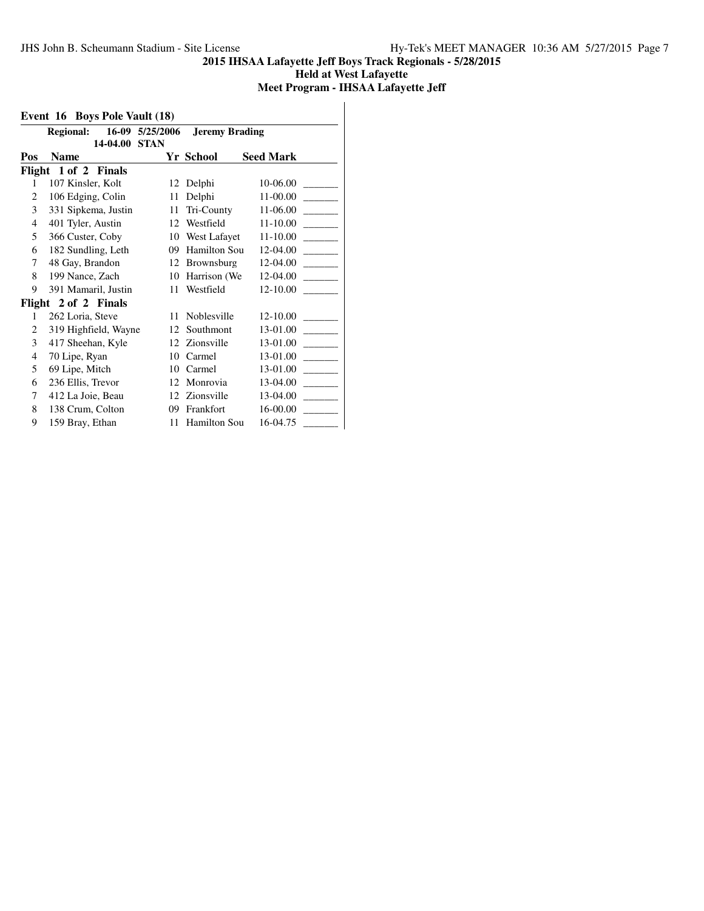## 2015 IHSAA Lafayette Jeff Boys Track Regionals - 5/28/2015

### Held at West Lafayette

### Meet Program - IHSAA Lafayette Jeff

**Event 16 Boys Pole Vault (18)**

**Regional:** 16-09 5/25/2006 **Jeremy Brading**
14-04.00 **STAN**

| Pos | Name | Yr | School | Seed Mark | |
|---|---|---|---|---|---|
| **Flight 1 of 2 Finals** | | | | | |
| 1 | 107 Kinsler, Kolt | 12 | Delphi | 10-06.00 | _______ |
| 2 | 106 Edging, Colin | 11 | Delphi | 11-00.00 | _______ |
| 3 | 331 Sipkema, Justin | 11 | Tri-County | 11-06.00 | _______ |
| 4 | 401 Tyler, Austin | 12 | Westfield | 11-10.00 | _______ |
| 5 | 366 Custer, Coby | 10 | West Lafayet | 11-10.00 | _______ |
| 6 | 182 Sundling, Leth | 09 | Hamilton Sou | 12-04.00 | _______ |
| 7 | 48 Gay, Brandon | 12 | Brownsburg | 12-04.00 | _______ |
| 8 | 199 Nance, Zach | 10 | Harrison (We | 12-04.00 | _______ |
| 9 | 391 Mamaril, Justin | 11 | Westfield | 12-10.00 | _______ |
| **Flight 2 of 2 Finals** | | | | | |
| 1 | 262 Loria, Steve | 11 | Noblesville | 12-10.00 | _______ |
| 2 | 319 Highfield, Wayne | 12 | Southmont | 13-01.00 | _______ |
| 3 | 417 Sheehan, Kyle | 12 | Zionsville | 13-01.00 | _______ |
| 4 | 70 Lipe, Ryan | 10 | Carmel | 13-01.00 | _______ |
| 5 | 69 Lipe, Mitch | 10 | Carmel | 13-01.00 | _______ |
| 6 | 236 Ellis, Trevor | 12 | Monrovia | 13-04.00 | _______ |
| 7 | 412 La Joie, Beau | 12 | Zionsville | 13-04.00 | _______ |
| 8 | 138 Crum, Colton | 09 | Frankfort | 16-00.00 | _______ |
| 9 | 159 Bray, Ethan | 11 | Hamilton Sou | 16-04.75 | _______ |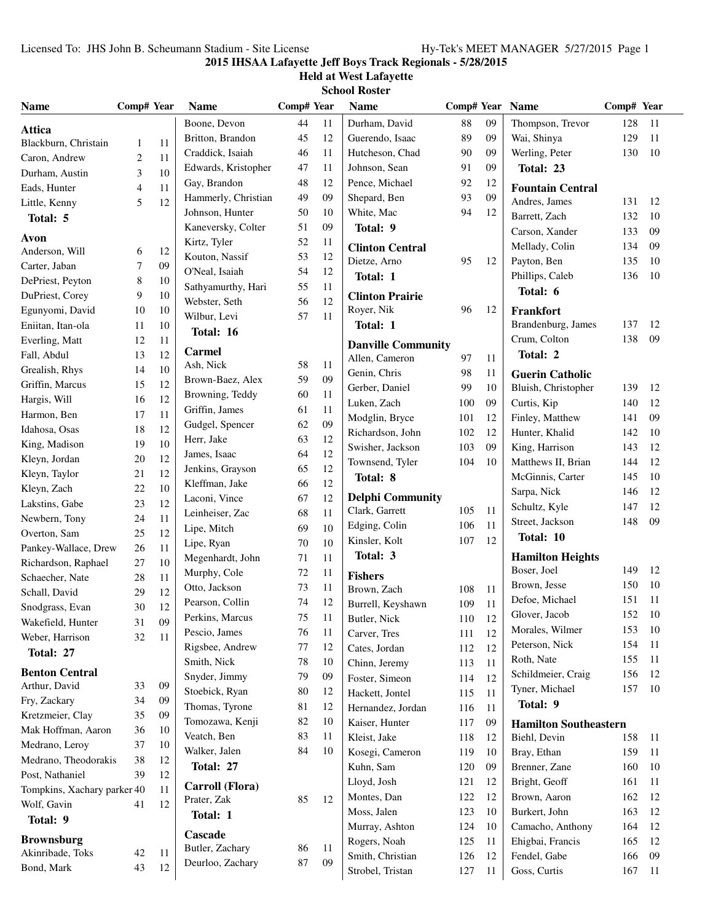Licensed To: JHS John B. Scheumann Stadium - Site License — Hy-Tek's MEET MANAGER 5/27/2015 Page 1

# 2015 IHSAA Lafayette Jeff Boys Track Regionals - 5/28/2015

## Held at West Lafayette

## School Roster

### Attica

| Name | Comp# | Year |
|---|---|---|
| Blackburn, Christain | 1 | 11 |
| Caron, Andrew | 2 | 11 |
| Durham, Austin | 3 | 10 |
| Eads, Hunter | 4 | 11 |
| Little, Kenny | 5 | 12 |

Total: 5

### Avon

| Name | Comp# | Year |
|---|---|---|
| Anderson, Will | 6 | 12 |
| Carter, Jaban | 7 | 09 |
| DePriest, Peyton | 8 | 10 |
| DuPriest, Corey | 9 | 10 |
| Egunyomi, David | 10 | 10 |
| Eniitan, Itan-ola | 11 | 10 |
| Everling, Matt | 12 | 11 |
| Fall, Abdul | 13 | 12 |
| Grealish, Rhys | 14 | 10 |
| Griffin, Marcus | 15 | 12 |
| Hargis, Will | 16 | 12 |
| Harmon, Ben | 17 | 11 |
| Idahosa, Osas | 18 | 12 |
| King, Madison | 19 | 10 |
| Kleyn, Jordan | 20 | 12 |
| Kleyn, Taylor | 21 | 12 |
| Kleyn, Zach | 22 | 10 |
| Lakstins, Gabe | 23 | 12 |
| Newbern, Tony | 24 | 11 |
| Overton, Sam | 25 | 12 |
| Pankey-Wallace, Drew | 26 | 11 |
| Richardson, Raphael | 27 | 10 |
| Schaecher, Nate | 28 | 11 |
| Schall, David | 29 | 12 |
| Snodgrass, Evan | 30 | 12 |
| Wakefield, Hunter | 31 | 09 |
| Weber, Harrison | 32 | 11 |

Total: 27

### Benton Central

| Name | Comp# | Year |
|---|---|---|
| Arthur, David | 33 | 09 |
| Fry, Zackary | 34 | 09 |
| Kretzmeier, Clay | 35 | 09 |
| Mak Hoffman, Aaron | 36 | 10 |
| Medrano, Leroy | 37 | 10 |
| Medrano, Theodorakis | 38 | 12 |
| Post, Nathaniel | 39 | 12 |
| Tompkins, Xachary parker | 40 | 11 |
| Wolf, Gavin | 41 | 12 |

Total: 9

### Brownsburg

| Name | Comp# | Year |
|---|---|---|
| Akinribade, Toks | 42 | 11 |
| Bond, Mark | 43 | 12 |
| Boone, Devon | 44 | 11 |
| Britton, Brandon | 45 | 12 |
| Craddick, Isaiah | 46 | 11 |
| Edwards, Kristopher | 47 | 11 |
| Gay, Brandon | 48 | 12 |
| Hammerly, Christian | 49 | 09 |
| Johnson, Hunter | 50 | 10 |
| Kaneversky, Colter | 51 | 09 |
| Kirtz, Tyler | 52 | 11 |
| Kouton, Nassif | 53 | 12 |
| O'Neal, Isaiah | 54 | 12 |
| Sathyamurthy, Hari | 55 | 11 |
| Webster, Seth | 56 | 12 |
| Wilbur, Levi | 57 | 11 |

Total: 16

### Carmel

| Name | Comp# | Year |
|---|---|---|
| Ash, Nick | 58 | 11 |
| Brown-Baez, Alex | 59 | 09 |
| Browning, Teddy | 60 | 11 |
| Griffin, James | 61 | 11 |
| Gudgel, Spencer | 62 | 09 |
| Herr, Jake | 63 | 12 |
| James, Isaac | 64 | 12 |
| Jenkins, Grayson | 65 | 12 |
| Kleffman, Jake | 66 | 12 |
| Laconi, Vince | 67 | 12 |
| Leinheiser, Zac | 68 | 11 |
| Lipe, Mitch | 69 | 10 |
| Lipe, Ryan | 70 | 10 |
| Megenhardt, John | 71 | 11 |
| Murphy, Cole | 72 | 11 |
| Otto, Jackson | 73 | 11 |
| Pearson, Collin | 74 | 12 |
| Perkins, Marcus | 75 | 11 |
| Pescio, James | 76 | 11 |
| Rigsbee, Andrew | 77 | 12 |
| Smith, Nick | 78 | 10 |
| Snyder, Jimmy | 79 | 09 |
| Stoebick, Ryan | 80 | 12 |
| Thomas, Tyrone | 81 | 12 |
| Tomozawa, Kenji | 82 | 10 |
| Veatch, Ben | 83 | 11 |
| Walker, Jalen | 84 | 10 |

Total: 27

### Carroll (Flora)

| Name | Comp# | Year |
|---|---|---|
| Prater, Zak | 85 | 12 |

Total: 1

### Cascade

| Name | Comp# | Year |
|---|---|---|
| Butler, Zachary | 86 | 11 |
| Deurloo, Zachary | 87 | 09 |
| Durham, David | 88 | 09 |
| Guerendo, Isaac | 89 | 09 |
| Hutcheson, Chad | 90 | 09 |
| Johnson, Sean | 91 | 09 |
| Pence, Michael | 92 | 12 |
| Shepard, Ben | 93 | 09 |
| White, Mac | 94 | 12 |

Total: 9

### Clinton Central

| Name | Comp# | Year |
|---|---|---|
| Dietze, Arno | 95 | 12 |

Total: 1

### Clinton Prairie

| Name | Comp# | Year |
|---|---|---|
| Royer, Nik | 96 | 12 |

Total: 1

### Danville Community

| Name | Comp# | Year |
|---|---|---|
| Allen, Cameron | 97 | 11 |
| Genin, Chris | 98 | 11 |
| Gerber, Daniel | 99 | 10 |
| Luken, Zach | 100 | 09 |
| Modglin, Bryce | 101 | 12 |
| Richardson, John | 102 | 12 |
| Swisher, Jackson | 103 | 09 |
| Townsend, Tyler | 104 | 10 |

Total: 8

### Delphi Community

| Name | Comp# | Year |
|---|---|---|
| Clark, Garrett | 105 | 11 |
| Edging, Colin | 106 | 11 |
| Kinsler, Kolt | 107 | 12 |

Total: 3

### Fishers

| Name | Comp# | Year |
|---|---|---|
| Brown, Zach | 108 | 11 |
| Burrell, Keyshawn | 109 | 11 |
| Butler, Nick | 110 | 12 |
| Carver, Tres | 111 | 12 |
| Cates, Jordan | 112 | 12 |
| Chinn, Jeremy | 113 | 11 |
| Foster, Simeon | 114 | 12 |
| Hackett, Jontel | 115 | 11 |
| Hernandez, Jordan | 116 | 11 |
| Kaiser, Hunter | 117 | 09 |
| Kleist, Jake | 118 | 12 |
| Kosegi, Cameron | 119 | 10 |
| Kuhn, Sam | 120 | 09 |
| Lloyd, Josh | 121 | 12 |
| Montes, Dan | 122 | 12 |
| Moss, Jalen | 123 | 10 |
| Murray, Ashton | 124 | 10 |
| Rogers, Noah | 125 | 11 |
| Smith, Christian | 126 | 12 |
| Strobel, Tristan | 127 | 11 |
| Thompson, Trevor | 128 | 11 |
| Wai, Shinya | 129 | 11 |
| Werling, Peter | 130 | 10 |

Total: 23

### Fountain Central

| Name | Comp# | Year |
|---|---|---|
| Andres, James | 131 | 12 |
| Barrett, Zach | 132 | 10 |
| Carson, Xander | 133 | 09 |
| Mellady, Colin | 134 | 09 |
| Payton, Ben | 135 | 10 |
| Phillips, Caleb | 136 | 10 |

Total: 6

### Frankfort

| Name | Comp# | Year |
|---|---|---|
| Brandenburg, James | 137 | 12 |
| Crum, Colton | 138 | 09 |

Total: 2

### Guerin Catholic

| Name | Comp# | Year |
|---|---|---|
| Bluish, Christopher | 139 | 12 |
| Curtis, Kip | 140 | 12 |
| Finley, Matthew | 141 | 09 |
| Hunter, Khalid | 142 | 10 |
| King, Harrison | 143 | 12 |
| Matthews II, Brian | 144 | 12 |
| McGinnis, Carter | 145 | 10 |
| Sarpa, Nick | 146 | 12 |
| Schultz, Kyle | 147 | 12 |
| Street, Jackson | 148 | 09 |

Total: 10

### Hamilton Heights

| Name | Comp# | Year |
|---|---|---|
| Boser, Joel | 149 | 12 |
| Brown, Jesse | 150 | 10 |
| Defoe, Michael | 151 | 11 |
| Glover, Jacob | 152 | 10 |
| Morales, Wilmer | 153 | 10 |
| Peterson, Nick | 154 | 11 |
| Roth, Nate | 155 | 11 |
| Schildmeier, Craig | 156 | 12 |
| Tyner, Michael | 157 | 10 |

Total: 9

### Hamilton Southeastern

| Name | Comp# | Year |
|---|---|---|
| Biehl, Devin | 158 | 11 |
| Bray, Ethan | 159 | 11 |
| Brenner, Zane | 160 | 10 |
| Bright, Geoff | 161 | 11 |
| Brown, Aaron | 162 | 12 |
| Burkert, John | 163 | 12 |
| Camacho, Anthony | 164 | 12 |
| Ehigbai, Francis | 165 | 12 |
| Fendel, Gabe | 166 | 09 |
| Goss, Curtis | 167 | 11 |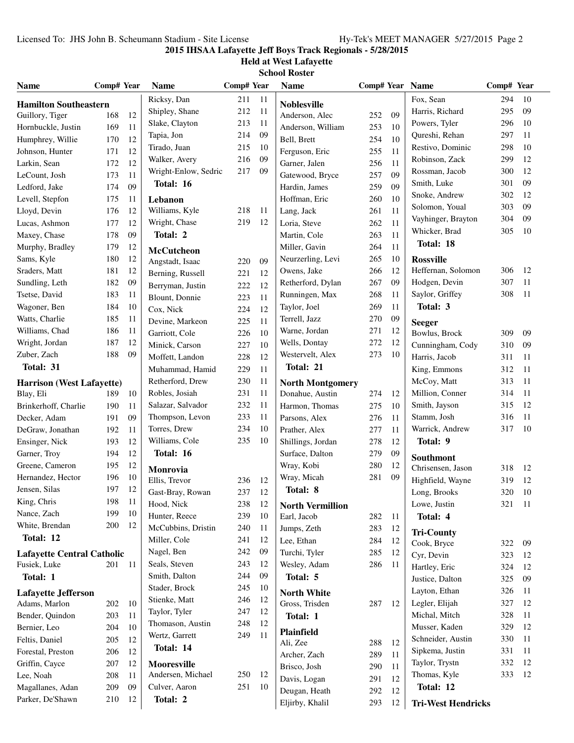**2015 IHSAA Lafayette Jeff Boys Track Regionals - 5/28/2015**
**Held at West Lafayette**
**School Roster**

### Hamilton Southeastern

| Name | Comp# | Year |
|---|---|---|
| Guillory, Tiger | 168 | 12 |
| Hornbuckle, Justin | 169 | 11 |
| Humphrey, Willie | 170 | 12 |
| Johnson, Hunter | 171 | 12 |
| Larkin, Sean | 172 | 12 |
| LeCount, Josh | 173 | 11 |
| Ledford, Jake | 174 | 09 |
| Levell, Stepfon | 175 | 11 |
| Lloyd, Devin | 176 | 12 |
| Lucas, Ashmon | 177 | 12 |
| Maxey, Chase | 178 | 09 |
| Murphy, Bradley | 179 | 12 |
| Sams, Kyle | 180 | 12 |
| Sraders, Matt | 181 | 12 |
| Sundling, Leth | 182 | 09 |
| Tsetse, David | 183 | 11 |
| Wagoner, Ben | 184 | 10 |
| Watts, Charlie | 185 | 11 |
| Williams, Chad | 186 | 11 |
| Wright, Jordan | 187 | 12 |
| Zuber, Zach | 188 | 09 |

**Total: 31**

### Harrison (West Lafayette)

| Name | Comp# | Year |
|---|---|---|
| Blay, Eli | 189 | 10 |
| Brinkerhoff, Charlie | 190 | 11 |
| Decker, Adam | 191 | 09 |
| DeGraw, Jonathan | 192 | 11 |
| Ensinger, Nick | 193 | 12 |
| Garner, Troy | 194 | 12 |
| Greene, Cameron | 195 | 12 |
| Hernandez, Hector | 196 | 10 |
| Jensen, Silas | 197 | 12 |
| King, Chris | 198 | 11 |
| Nance, Zach | 199 | 10 |
| White, Brendan | 200 | 12 |

**Total: 12**

### Lafayette Central Catholic

| Name | Comp# | Year |
|---|---|---|
| Fusiek, Luke | 201 | 11 |

**Total: 1**

### Lafayette Jefferson

| Name | Comp# | Year |
|---|---|---|
| Adams, Marlon | 202 | 10 |
| Bender, Quindon | 203 | 11 |
| Bernier, Leo | 204 | 10 |
| Feltis, Daniel | 205 | 12 |
| Forestal, Preston | 206 | 12 |
| Griffin, Cayce | 207 | 12 |
| Lee, Noah | 208 | 11 |
| Magallanes, Adan | 209 | 09 |
| Parker, De'Shawn | 210 | 12 |
| Ricksy, Dan | 211 | 11 |
| Shipley, Shane | 212 | 11 |
| Slake, Clayton | 213 | 11 |
| Tapia, Jon | 214 | 09 |
| Tirado, Juan | 215 | 10 |
| Walker, Avery | 216 | 09 |
| Wright-Enlow, Sedric | 217 | 09 |

**Total: 16**

### Lebanon

| Name | Comp# | Year |
|---|---|---|
| Williams, Kyle | 218 | 11 |
| Wright, Chase | 219 | 12 |

**Total: 2**

### McCutcheon

| Name | Comp# | Year |
|---|---|---|
| Angstadt, Isaac | 220 | 09 |
| Berning, Russell | 221 | 12 |
| Berryman, Justin | 222 | 12 |
| Blount, Donnie | 223 | 11 |
| Cox, Nick | 224 | 12 |
| Devine, Markeon | 225 | 11 |
| Garriott, Cole | 226 | 10 |
| Minick, Carson | 227 | 10 |
| Moffett, Landon | 228 | 12 |
| Muhammad, Hamid | 229 | 11 |
| Retherford, Drew | 230 | 11 |
| Robles, Josiah | 231 | 11 |
| Salazar, Salvador | 232 | 11 |
| Thompson, Levon | 233 | 11 |
| Torres, Drew | 234 | 10 |
| Williams, Cole | 235 | 10 |

**Total: 16**

### Monrovia

| Name | Comp# | Year |
|---|---|---|
| Ellis, Trevor | 236 | 12 |
| Gast-Bray, Rowan | 237 | 12 |
| Hood, Nick | 238 | 12 |
| Hunter, Reece | 239 | 10 |
| McCubbins, Dristin | 240 | 11 |
| Miller, Cole | 241 | 12 |
| Nagel, Ben | 242 | 09 |
| Seals, Steven | 243 | 12 |
| Smith, Dalton | 244 | 09 |
| Stader, Brock | 245 | 10 |
| Stienke, Matt | 246 | 12 |
| Taylor, Tyler | 247 | 12 |
| Thomason, Austin | 248 | 12 |
| Wertz, Garrett | 249 | 11 |

**Total: 14**

### Mooresville

| Name | Comp# | Year |
|---|---|---|
| Andersen, Michael | 250 | 12 |
| Culver, Aaron | 251 | 10 |

**Total: 2**

### Noblesville

| Name | Comp# | Year |
|---|---|---|
| Anderson, Alec | 252 | 09 |
| Anderson, William | 253 | 10 |
| Bell, Brett | 254 | 10 |
| Ferguson, Eric | 255 | 11 |
| Garner, Jalen | 256 | 11 |
| Gatewood, Bryce | 257 | 09 |
| Hardin, James | 259 | 09 |
| Hoffman, Eric | 260 | 10 |
| Lang, Jack | 261 | 11 |
| Loria, Steve | 262 | 11 |
| Martin, Cole | 263 | 11 |
| Miller, Gavin | 264 | 11 |
| Neurzerling, Levi | 265 | 10 |
| Owens, Jake | 266 | 12 |
| Retherford, Dylan | 267 | 09 |
| Runningen, Max | 268 | 11 |
| Taylor, Joel | 269 | 11 |
| Terrell, Jazz | 270 | 09 |
| Warne, Jordan | 271 | 12 |
| Wells, Dontay | 272 | 12 |
| Westervelt, Alex | 273 | 10 |

**Total: 21**

### North Montgomery

| Name | Comp# | Year |
|---|---|---|
| Donahue, Austin | 274 | 12 |
| Harmon, Thomas | 275 | 10 |
| Parsons, Alex | 276 | 11 |
| Prather, Alex | 277 | 11 |
| Shillings, Jordan | 278 | 12 |
| Surface, Dalton | 279 | 09 |
| Wray, Kobi | 280 | 12 |
| Wray, Micah | 281 | 09 |

**Total: 8**

### North Vermillion

| Name | Comp# | Year |
|---|---|---|
| Earl, Jacob | 282 | 11 |
| Jumps, Zeth | 283 | 12 |
| Lee, Ethan | 284 | 12 |
| Turchi, Tyler | 285 | 12 |
| Wesley, Adam | 286 | 11 |

**Total: 5**

### North White

| Name | Comp# | Year |
|---|---|---|
| Gross, Trisden | 287 | 12 |

**Total: 1**

### Plainfield

| Name | Comp# | Year |
|---|---|---|
| Ali, Zee | 288 | 12 |
| Archer, Zach | 289 | 11 |
| Brisco, Josh | 290 | 11 |
| Davis, Logan | 291 | 12 |
| Deugan, Heath | 292 | 12 |
| Eljirby, Khalil | 293 | 12 |
| Fox, Sean | 294 | 10 |
| Harris, Richard | 295 | 09 |
| Powers, Tyler | 296 | 10 |
| Qureshi, Rehan | 297 | 11 |
| Restivo, Dominic | 298 | 10 |
| Robinson, Zack | 299 | 12 |
| Rossman, Jacob | 300 | 12 |
| Smith, Luke | 301 | 09 |
| Snoke, Andrew | 302 | 12 |
| Solomon, Youal | 303 | 09 |
| Vayhinger, Brayton | 304 | 09 |
| Whicker, Brad | 305 | 10 |

**Total: 18**

### Rossville

| Name | Comp# | Year |
|---|---|---|
| Heffernan, Solomon | 306 | 12 |
| Hodgen, Devin | 307 | 11 |
| Saylor, Griffey | 308 | 11 |

**Total: 3**

### Seeger

| Name | Comp# | Year |
|---|---|---|
| Bowlus, Brock | 309 | 09 |
| Cunningham, Cody | 310 | 09 |
| Harris, Jacob | 311 | 11 |
| King, Emmons | 312 | 11 |
| McCoy, Matt | 313 | 11 |
| Million, Conner | 314 | 11 |
| Smith, Jayson | 315 | 12 |
| Stamm, Josh | 316 | 11 |
| Warrick, Andrew | 317 | 10 |

**Total: 9**

### Southmont

| Name | Comp# | Year |
|---|---|---|
| Chrisensen, Jason | 318 | 12 |
| Highfield, Wayne | 319 | 12 |
| Long, Brooks | 320 | 10 |
| Lowe, Justin | 321 | 11 |

**Total: 4**

### Tri-County

| Name | Comp# | Year |
|---|---|---|
| Cook, Bryce | 322 | 09 |
| Cyr, Devin | 323 | 12 |
| Hartley, Eric | 324 | 12 |
| Justice, Dalton | 325 | 09 |
| Layton, Ethan | 326 | 11 |
| Legler, Elijah | 327 | 12 |
| Michal, Mitch | 328 | 11 |
| Musser, Kaden | 329 | 12 |
| Schneider, Austin | 330 | 11 |
| Sipkema, Justin | 331 | 11 |
| Taylor, Trystn | 332 | 12 |
| Thomas, Kyle | 333 | 12 |

**Total: 12**

### Tri-West Hendricks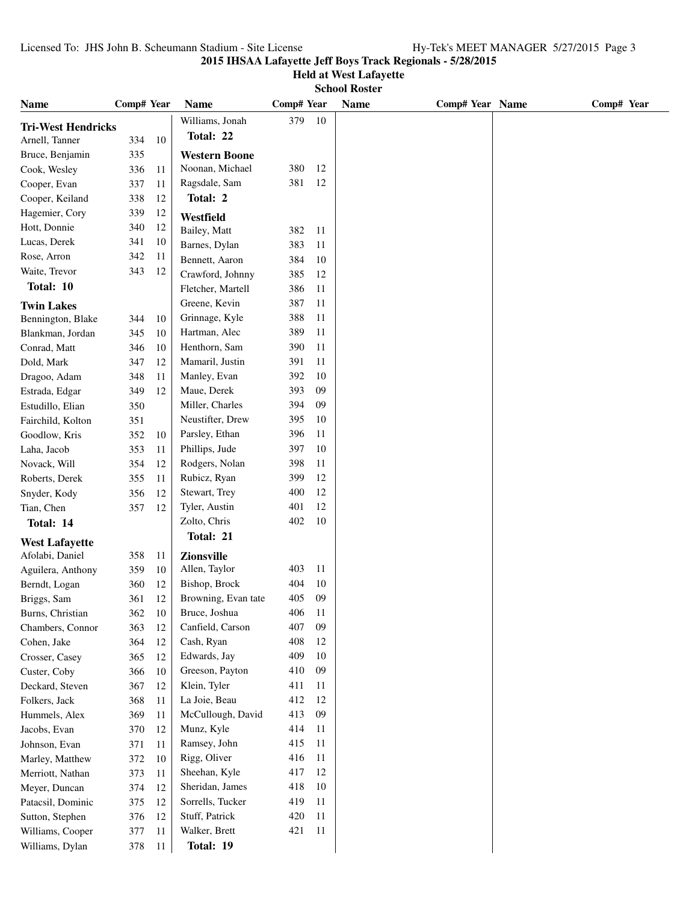**2015 IHSAA Lafayette Jeff Boys Track Regionals - 5/28/2015**

**Held at West Lafayette**

**School Roster**

### Tri-West Hendricks

| Name | Comp# | Year |
|---|---|---|
| Arnell, Tanner | 334 | 10 |
| Bruce, Benjamin | 335 | |
| Cook, Wesley | 336 | 11 |
| Cooper, Evan | 337 | 11 |
| Cooper, Keiland | 338 | 12 |
| Hagemier, Cory | 339 | 12 |
| Hott, Donnie | 340 | 12 |
| Lucas, Derek | 341 | 10 |
| Rose, Arron | 342 | 11 |
| Waite, Trevor | 343 | 12 |

**Total: 10**

### Twin Lakes

| Name | Comp# | Year |
|---|---|---|
| Bennington, Blake | 344 | 10 |
| Blankman, Jordan | 345 | 10 |
| Conrad, Matt | 346 | 10 |
| Dold, Mark | 347 | 12 |
| Dragoo, Adam | 348 | 11 |
| Estrada, Edgar | 349 | 12 |
| Estudillo, Elian | 350 | |
| Fairchild, Kolton | 351 | |
| Goodlow, Kris | 352 | 10 |
| Laha, Jacob | 353 | 11 |
| Novack, Will | 354 | 12 |
| Roberts, Derek | 355 | 11 |
| Snyder, Kody | 356 | 12 |
| Tian, Chen | 357 | 12 |

**Total: 14**

### West Lafayette

| Name | Comp# | Year |
|---|---|---|
| Afolabi, Daniel | 358 | 11 |
| Aguilera, Anthony | 359 | 10 |
| Berndt, Logan | 360 | 12 |
| Briggs, Sam | 361 | 12 |
| Burns, Christian | 362 | 10 |
| Chambers, Connor | 363 | 12 |
| Cohen, Jake | 364 | 12 |
| Crosser, Casey | 365 | 12 |
| Custer, Coby | 366 | 10 |
| Deckard, Steven | 367 | 12 |
| Folkers, Jack | 368 | 11 |
| Hummels, Alex | 369 | 11 |
| Jacobs, Evan | 370 | 12 |
| Johnson, Evan | 371 | 11 |
| Marley, Matthew | 372 | 10 |
| Merriott, Nathan | 373 | 11 |
| Meyer, Duncan | 374 | 12 |
| Patacsil, Dominic | 375 | 12 |
| Sutton, Stephen | 376 | 12 |
| Williams, Cooper | 377 | 11 |
| Williams, Dylan | 378 | 11 |
| Williams, Jonah | 379 | 10 |

**Total: 22**

### Western Boone

| Name | Comp# | Year |
|---|---|---|
| Noonan, Michael | 380 | 12 |
| Ragsdale, Sam | 381 | 12 |

**Total: 2**

### Westfield

| Name | Comp# | Year |
|---|---|---|
| Bailey, Matt | 382 | 11 |
| Barnes, Dylan | 383 | 11 |
| Bennett, Aaron | 384 | 10 |
| Crawford, Johnny | 385 | 12 |
| Fletcher, Martell | 386 | 11 |
| Greene, Kevin | 387 | 11 |
| Grinnage, Kyle | 388 | 11 |
| Hartman, Alec | 389 | 11 |
| Henthorn, Sam | 390 | 11 |
| Mamaril, Justin | 391 | 11 |
| Manley, Evan | 392 | 10 |
| Maue, Derek | 393 | 09 |
| Miller, Charles | 394 | 09 |
| Neustifter, Drew | 395 | 10 |
| Parsley, Ethan | 396 | 11 |
| Phillips, Jude | 397 | 10 |
| Rodgers, Nolan | 398 | 11 |
| Rubicz, Ryan | 399 | 12 |
| Stewart, Trey | 400 | 12 |
| Tyler, Austin | 401 | 12 |
| Zolto, Chris | 402 | 10 |

**Total: 21**

### Zionsville

| Name | Comp# | Year |
|---|---|---|
| Allen, Taylor | 403 | 11 |
| Bishop, Brock | 404 | 10 |
| Browning, Evan tate | 405 | 09 |
| Bruce, Joshua | 406 | 11 |
| Canfield, Carson | 407 | 09 |
| Cash, Ryan | 408 | 12 |
| Edwards, Jay | 409 | 10 |
| Greeson, Payton | 410 | 09 |
| Klein, Tyler | 411 | 11 |
| La Joie, Beau | 412 | 12 |
| McCullough, David | 413 | 09 |
| Munz, Kyle | 414 | 11 |
| Ramsey, John | 415 | 11 |
| Rigg, Oliver | 416 | 11 |
| Sheehan, Kyle | 417 | 12 |
| Sheridan, James | 418 | 10 |
| Sorrells, Tucker | 419 | 11 |
| Stuff, Patrick | 420 | 11 |
| Walker, Brett | 421 | 11 |

**Total: 19**